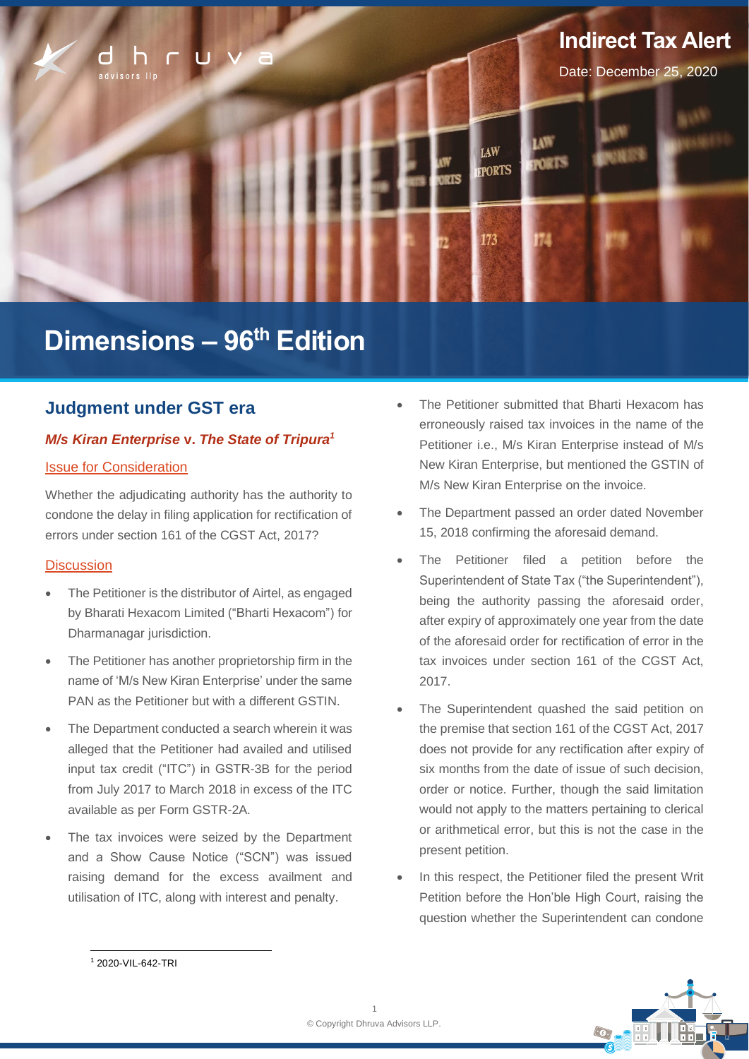Indirect Tax Alert

Date: December 25, 2020

# Dimensions – 96th Edition

## Judgment under GST era

### *M/s Kiran Enterprise* v. *The State of Tripura*[1]

Issue for Consideration

Whether the adjudicating authority has the authority to condone the delay in filing application for rectification of errors under section 161 of the CGST Act, 2017?

Discussion

- The Petitioner is the distributor of Airtel, as engaged by Bharati Hexacom Limited ("Bharti Hexacom") for Dharmanagar jurisdiction.
- The Petitioner has another proprietorship firm in the name of 'M/s New Kiran Enterprise' under the same PAN as the Petitioner but with a different GSTIN.
- The Department conducted a search wherein it was alleged that the Petitioner had availed and utilised input tax credit ("ITC") in GSTR-3B for the period from July 2017 to March 2018 in excess of the ITC available as per Form GSTR-2A.
- The tax invoices were seized by the Department and a Show Cause Notice ("SCN") was issued raising demand for the excess availment and utilisation of ITC, along with interest and penalty.
- The Petitioner submitted that Bharti Hexacom has erroneously raised tax invoices in the name of the Petitioner i.e., M/s Kiran Enterprise instead of M/s New Kiran Enterprise, but mentioned the GSTIN of M/s New Kiran Enterprise on the invoice.
- The Department passed an order dated November 15, 2018 confirming the aforesaid demand.
- The Petitioner filed a petition before the Superintendent of State Tax ("the Superintendent"), being the authority passing the aforesaid order, after expiry of approximately one year from the date of the aforesaid order for rectification of error in the tax invoices under section 161 of the CGST Act, 2017.
- The Superintendent quashed the said petition on the premise that section 161 of the CGST Act, 2017 does not provide for any rectification after expiry of six months from the date of issue of such decision, order or notice. Further, though the said limitation would not apply to the matters pertaining to clerical or arithmetical error, but this is not the case in the present petition.
- In this respect, the Petitioner filed the present Writ Petition before the Hon'ble High Court, raising the question whether the Superintendent can condone

[1] 2020-VIL-642-TRI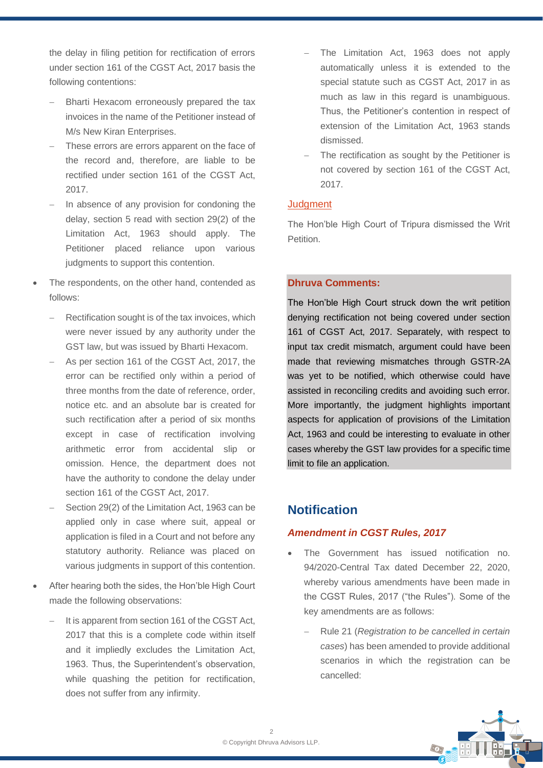the delay in filing petition for rectification of errors under section 161 of the CGST Act, 2017 basis the following contentions:

- Bharti Hexacom erroneously prepared the tax invoices in the name of the Petitioner instead of M/s New Kiran Enterprises.
- These errors are errors apparent on the face of the record and, therefore, are liable to be rectified under section 161 of the CGST Act, 2017.
- In absence of any provision for condoning the delay, section 5 read with section 29(2) of the Limitation Act, 1963 should apply. The Petitioner placed reliance upon various judgments to support this contention.

- The respondents, on the other hand, contended as follows:
  - Rectification sought is of the tax invoices, which were never issued by any authority under the GST law, but was issued by Bharti Hexacom.
  - As per section 161 of the CGST Act, 2017, the error can be rectified only within a period of three months from the date of reference, order, notice etc. and an absolute bar is created for such rectification after a period of six months except in case of rectification involving arithmetic error from accidental slip or omission. Hence, the department does not have the authority to condone the delay under section 161 of the CGST Act, 2017.
  - Section 29(2) of the Limitation Act, 1963 can be applied only in case where suit, appeal or application is filed in a Court and not before any statutory authority. Reliance was placed on various judgments in support of this contention.

- After hearing both the sides, the Hon'ble High Court made the following observations:
  - It is apparent from section 161 of the CGST Act, 2017 that this is a complete code within itself and it impliedly excludes the Limitation Act, 1963. Thus, the Superintendent's observation, while quashing the petition for rectification, does not suffer from any infirmity.
  - The Limitation Act, 1963 does not apply automatically unless it is extended to the special statute such as CGST Act, 2017 in as much as law in this regard is unambiguous. Thus, the Petitioner's contention in respect of extension of the Limitation Act, 1963 stands dismissed.
  - The rectification as sought by the Petitioner is not covered by section 161 of the CGST Act, 2017.

Judgment

The Hon'ble High Court of Tripura dismissed the Writ Petition.

**Dhruva Comments:**

The Hon'ble High Court struck down the writ petition denying rectification not being covered under section 161 of CGST Act, 2017. Separately, with respect to input tax credit mismatch, argument could have been made that reviewing mismatches through GSTR-2A was yet to be notified, which otherwise could have assisted in reconciling credits and avoiding such error. More importantly, the judgment highlights important aspects for application of provisions of the Limitation Act, 1963 and could be interesting to evaluate in other cases whereby the GST law provides for a specific time limit to file an application.

## Notification

### *Amendment in CGST Rules, 2017*

- The Government has issued notification no. 94/2020-Central Tax dated December 22, 2020, whereby various amendments have been made in the CGST Rules, 2017 ("the Rules"). Some of the key amendments are as follows:
  - Rule 21 (*Registration to be cancelled in certain cases*) has been amended to provide additional scenarios in which the registration can be cancelled: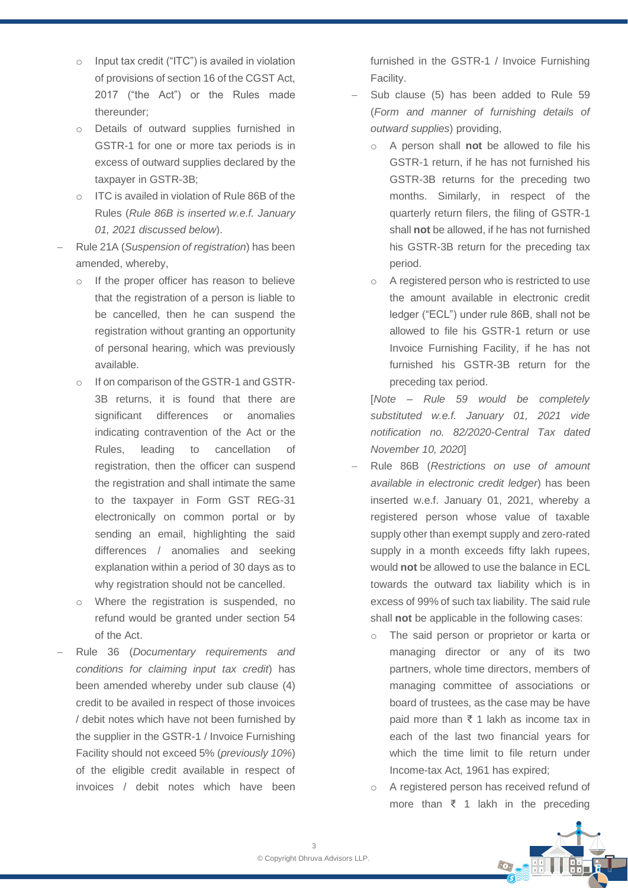- Input tax credit ("ITC") is availed in violation of provisions of section 16 of the CGST Act, 2017 ("the Act") or the Rules made thereunder;
  - Details of outward supplies furnished in GSTR-1 for one or more tax periods is in excess of outward supplies declared by the taxpayer in GSTR-3B;
  - ITC is availed in violation of Rule 86B of the Rules (*Rule 86B is inserted w.e.f. January 01, 2021 discussed below*).
- Rule 21A (*Suspension of registration*) has been amended, whereby,
  - If the proper officer has reason to believe that the registration of a person is liable to be cancelled, then he can suspend the registration without granting an opportunity of personal hearing, which was previously available.
  - If on comparison of the GSTR-1 and GSTR-3B returns, it is found that there are significant differences or anomalies indicating contravention of the Act or the Rules, leading to cancellation of registration, then the officer can suspend the registration and shall intimate the same to the taxpayer in Form GST REG-31 electronically on common portal or by sending an email, highlighting the said differences / anomalies and seeking explanation within a period of 30 days as to why registration should not be cancelled.
  - Where the registration is suspended, no refund would be granted under section 54 of the Act.
- Rule 36 (*Documentary requirements and conditions for claiming input tax credit*) has been amended whereby under sub clause (4) credit to be availed in respect of those invoices / debit notes which have not been furnished by the supplier in the GSTR-1 / Invoice Furnishing Facility should not exceed 5% (*previously 10%*) of the eligible credit available in respect of invoices / debit notes which have been furnished in the GSTR-1 / Invoice Furnishing Facility.
- Sub clause (5) has been added to Rule 59 (*Form and manner of furnishing details of outward supplies*) providing,
  - A person shall **not** be allowed to file his GSTR-1 return, if he has not furnished his GSTR-3B returns for the preceding two months. Similarly, in respect of the quarterly return filers, the filing of GSTR-1 shall **not** be allowed, if he has not furnished his GSTR-3B return for the preceding tax period.
  - A registered person who is restricted to use the amount available in electronic credit ledger ("ECL") under rule 86B, shall not be allowed to file his GSTR-1 return or use Invoice Furnishing Facility, if he has not furnished his GSTR-3B return for the preceding tax period.

  [*Note – Rule 59 would be completely substituted w.e.f. January 01, 2021 vide notification no. 82/2020-Central Tax dated November 10, 2020*]
- Rule 86B (*Restrictions on use of amount available in electronic credit ledger*) has been inserted w.e.f. January 01, 2021, whereby a registered person whose value of taxable supply other than exempt supply and zero-rated supply in a month exceeds fifty lakh rupees, would **not** be allowed to use the balance in ECL towards the outward tax liability which is in excess of 99% of such tax liability. The said rule shall **not** be applicable in the following cases:
  - The said person or proprietor or karta or managing director or any of its two partners, whole time directors, members of managing committee of associations or board of trustees, as the case may be have paid more than ₹ 1 lakh as income tax in each of the last two financial years for which the time limit to file return under Income-tax Act, 1961 has expired;
  - A registered person has received refund of more than ₹ 1 lakh in the preceding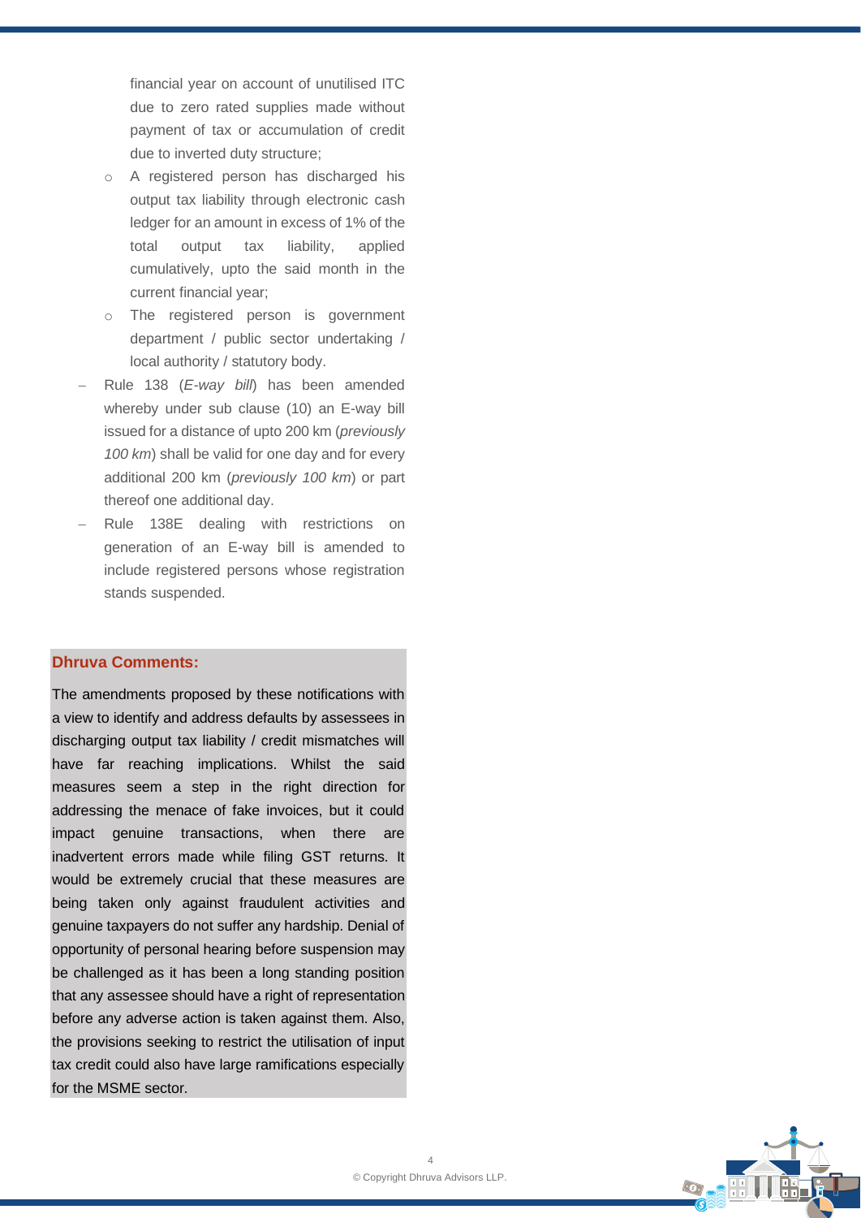financial year on account of unutilised ITC due to zero rated supplies made without payment of tax or accumulation of credit due to inverted duty structure;

  - A registered person has discharged his output tax liability through electronic cash ledger for an amount in excess of 1% of the total output tax liability, applied cumulatively, upto the said month in the current financial year;
  - The registered person is government department / public sector undertaking / local authority / statutory body.

- Rule 138 (*E-way bill*) has been amended whereby under sub clause (10) an E-way bill issued for a distance of upto 200 km (*previously 100 km*) shall be valid for one day and for every additional 200 km (*previously 100 km*) or part thereof one additional day.
- Rule 138E dealing with restrictions on generation of an E-way bill is amended to include registered persons whose registration stands suspended.

**Dhruva Comments:**

The amendments proposed by these notifications with a view to identify and address defaults by assessees in discharging output tax liability / credit mismatches will have far reaching implications. Whilst the said measures seem a step in the right direction for addressing the menace of fake invoices, but it could impact genuine transactions, when there are inadvertent errors made while filing GST returns. It would be extremely crucial that these measures are being taken only against fraudulent activities and genuine taxpayers do not suffer any hardship. Denial of opportunity of personal hearing before suspension may be challenged as it has been a long standing position that any assessee should have a right of representation before any adverse action is taken against them. Also, the provisions seeking to restrict the utilisation of input tax credit could also have large ramifications especially for the MSME sector.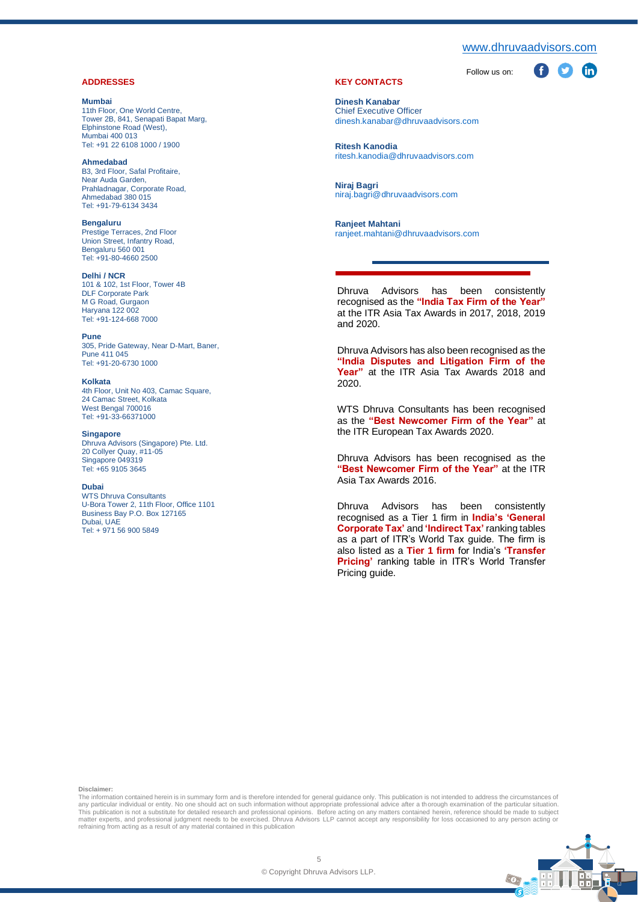www.dhruvaadvisors.com

Follow us on:

## ADDRESSES

**Mumbai**
11th Floor, One World Centre,
Tower 2B, 841, Senapati Bapat Marg,
Elphinstone Road (West),
Mumbai 400 013
Tel: +91 22 6108 1000 / 1900

**Ahmedabad**
B3, 3rd Floor, Safal Profitaire,
Near Auda Garden,
Prahladnagar, Corporate Road,
Ahmedabad 380 015
Tel: +91-79-6134 3434

**Bengaluru**
Prestige Terraces, 2nd Floor
Union Street, Infantry Road,
Bengaluru 560 001
Tel: +91-80-4660 2500

**Delhi / NCR**
101 & 102, 1st Floor, Tower 4B
DLF Corporate Park
M G Road, Gurgaon
Haryana 122 002
Tel: +91-124-668 7000

**Pune**
305, Pride Gateway, Near D-Mart, Baner,
Pune 411 045
Tel: +91-20-6730 1000

**Kolkata**
4th Floor, Unit No 403, Camac Square,
24 Camac Street, Kolkata
West Bengal 700016
Tel: +91-33-66371000

**Singapore**
Dhruva Advisors (Singapore) Pte. Ltd.
20 Collyer Quay, #11-05
Singapore 049319
Tel: +65 9105 3645

**Dubai**
WTS Dhruva Consultants
U-Bora Tower 2, 11th Floor, Office 1101
Business Bay P.O. Box 127165
Dubai, UAE
Tel: + 971 56 900 5849

## KEY CONTACTS

**Dinesh Kanabar**
Chief Executive Officer
dinesh.kanabar@dhruvaadvisors.com

**Ritesh Kanodia**
ritesh.kanodia@dhruvaadvisors.com

**Niraj Bagri**
niraj.bagri@dhruvaadvisors.com

**Ranjeet Mahtani**
ranjeet.mahtani@dhruvaadvisors.com

Dhruva Advisors has been consistently recognised as the **"India Tax Firm of the Year"** at the ITR Asia Tax Awards in 2017, 2018, 2019 and 2020.

Dhruva Advisors has also been recognised as the **"India Disputes and Litigation Firm of the Year"** at the ITR Asia Tax Awards 2018 and 2020.

WTS Dhruva Consultants has been recognised as the **"Best Newcomer Firm of the Year"** at the ITR European Tax Awards 2020.

Dhruva Advisors has been recognised as the **"Best Newcomer Firm of the Year"** at the ITR Asia Tax Awards 2016.

Dhruva Advisors has been consistently recognised as a Tier 1 firm in **India's 'General Corporate Tax'** and **'Indirect Tax'** ranking tables as a part of ITR's World Tax guide. The firm is also listed as a **Tier 1 firm** for India's **'Transfer Pricing'** ranking table in ITR's World Transfer Pricing guide.

**Disclaimer:**
The information contained herein is in summary form and is therefore intended for general guidance only. This publication is not intended to address the circumstances of any particular individual or entity. No one should act on such information without appropriate professional advice after a thorough examination of the particular situation. This publication is not a substitute for detailed research and professional opinions. Before acting on any matters contained herein, reference should be made to subject matter experts, and professional judgment needs to be exercised. Dhruva Advisors LLP cannot accept any responsibility for loss occasioned to any person acting or refraining from acting as a result of any material contained in this publication

© Copyright Dhruva Advisors LLP.